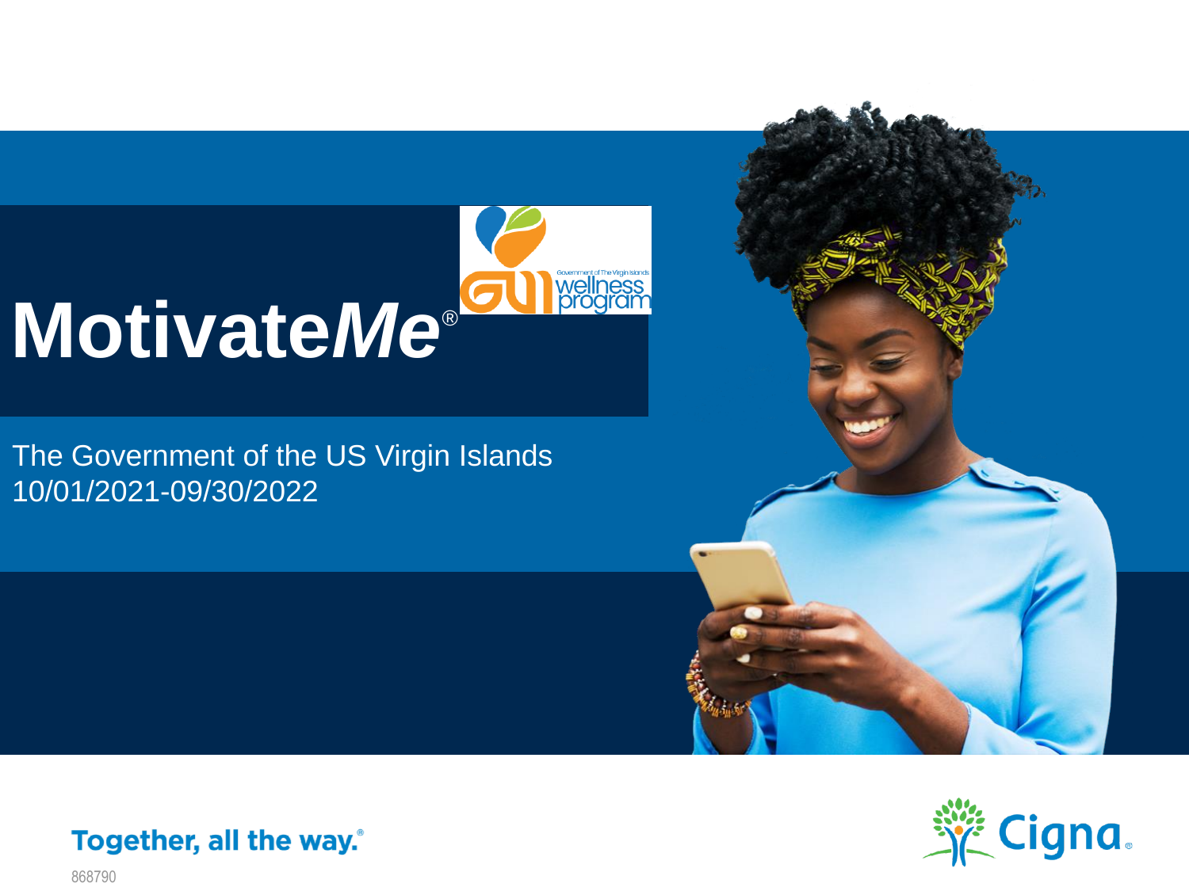# Motivate*Me*®

Government of The Virgin Islands wellness program

The Government of the US Virgin Islands
10/01/2021-09/30/2022

Together, all the way.®

Cigna®

868790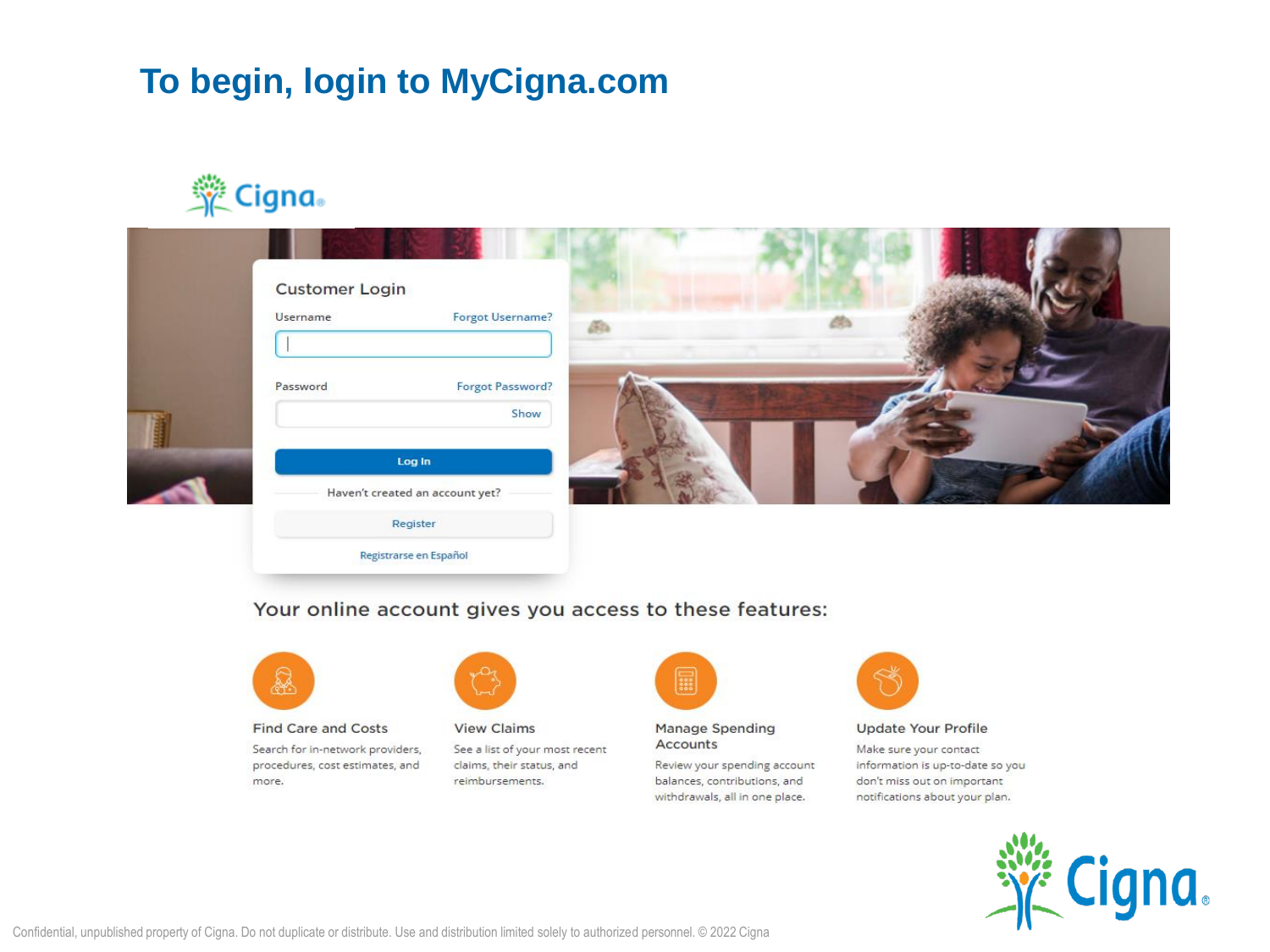# To begin, login to MyCigna.com

Cigna

**Customer Login**

Username — Forgot Username?

Password — Forgot Password? — Show

Log In

Haven't created an account yet?

Register

Registrarse en Español

## Your online account gives you access to these features:

**Find Care and Costs**
Search for in-network providers, procedures, cost estimates, and more.

**View Claims**
See a list of your most recent claims, their status, and reimbursements.

**Manage Spending Accounts**
Review your spending account balances, contributions, and withdrawals, all in one place.

**Update Your Profile**
Make sure your contact information is up-to-date so you don't miss out on important notifications about your plan.

Confidential, unpublished property of Cigna. Do not duplicate or distribute. Use and distribution limited solely to authorized personnel. © 2022 Cigna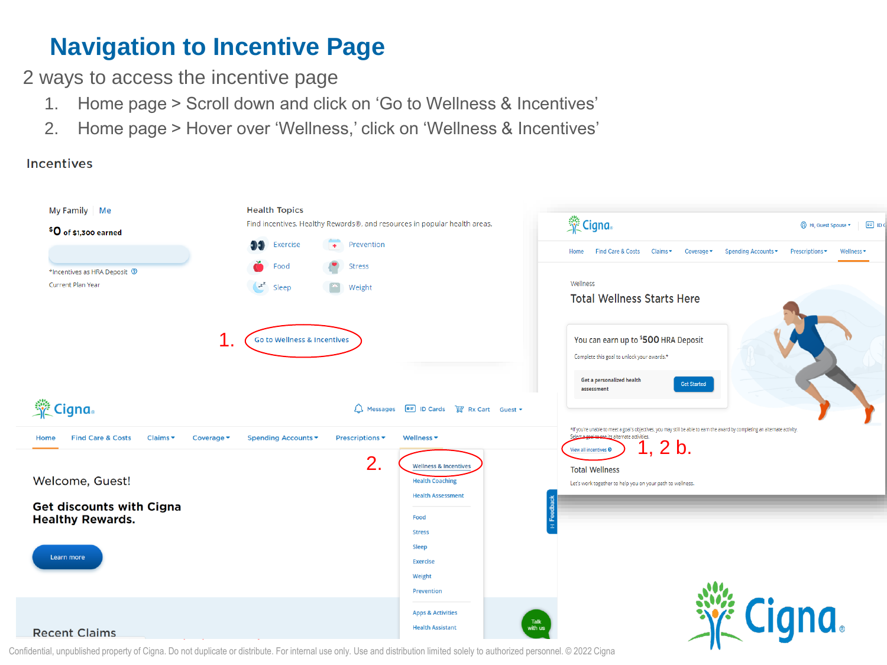# Navigation to Incentive Page

2 ways to access the incentive page

1. Home page > Scroll down and click on 'Go to Wellness & Incentives'
2. Home page > Hover over 'Wellness,' click on 'Wellness & Incentives'

Incentives

My Family | Me

$0 of $1,300 earned

*Incentives as HRA Deposit

Current Plan Year

Health Topics

Find incentives, Healthy Rewards®, and resources in popular health areas.

Exercise | Prevention | Food | Stress | Sleep | Weight

1. Go to Wellness & Incentives

Cigna

Hi, Guest Spouse

Home | Find Care & Costs | Claims | Coverage | Spending Accounts | Prescriptions | Wellness

Wellness

Total Wellness Starts Here

You can earn up to $500 HRA Deposit

Complete this goal to unlock your awards.*

Get a personalized health assessment — Get Started

*If you're unable to meet a goal's objectives, you may still be able to earn the award by completing an alternate activity. Select a goal to see its alternate activities.

View all incentives — 1, 2 b.

Total Wellness

Let's work together to help you on your path to wellness.

Cigna

Messages | ID Cards | Rx Cart | Guest

Home | Find Care & Costs | Claims | Coverage | Spending Accounts | Prescriptions | Wellness

2. Wellness & Incentives

Health Coaching

Health Assessment

Food

Stress

Sleep

Exercise

Weight

Prevention

Apps & Activities

Health Assistant

Welcome, Guest!

**Get discounts with Cigna Healthy Rewards.**

Learn more

Recent Claims

Confidential, unpublished property of Cigna. Do not duplicate or distribute. For internal use only. Use and distribution limited solely to authorized personnel. © 2022 Cigna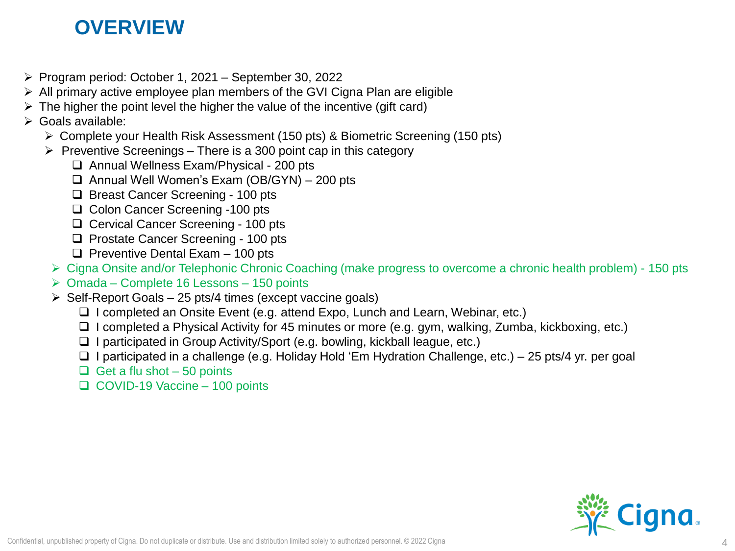# OVERVIEW

- Program period: October 1, 2021 – September 30, 2022
- All primary active employee plan members of the GVI Cigna Plan are eligible
- The higher the point level the higher the value of the incentive (gift card)
- Goals available:
  - Complete your Health Risk Assessment (150 pts) & Biometric Screening (150 pts)
  - Preventive Screenings – There is a 300 point cap in this category
    - Annual Wellness Exam/Physical - 200 pts
    - Annual Well Women's Exam (OB/GYN) – 200 pts
    - Breast Cancer Screening - 100 pts
    - Colon Cancer Screening -100 pts
    - Cervical Cancer Screening - 100 pts
    - Prostate Cancer Screening - 100 pts
    - Preventive Dental Exam – 100 pts
  - Cigna Onsite and/or Telephonic Chronic Coaching (make progress to overcome a chronic health problem) - 150 pts
  - Omada – Complete 16 Lessons – 150 points
  - Self-Report Goals – 25 pts/4 times (except vaccine goals)
    - I completed an Onsite Event (e.g. attend Expo, Lunch and Learn, Webinar, etc.)
    - I completed a Physical Activity for 45 minutes or more (e.g. gym, walking, Zumba, kickboxing, etc.)
    - I participated in Group Activity/Sport (e.g. bowling, kickball league, etc.)
    - I participated in a challenge (e.g. Holiday Hold 'Em Hydration Challenge, etc.) – 25 pts/4 yr. per goal
    - Get a flu shot – 50 points
    - COVID-19 Vaccine – 100 points

Confidential, unpublished property of Cigna. Do not duplicate or distribute. Use and distribution limited solely to authorized personnel. © 2022 Cigna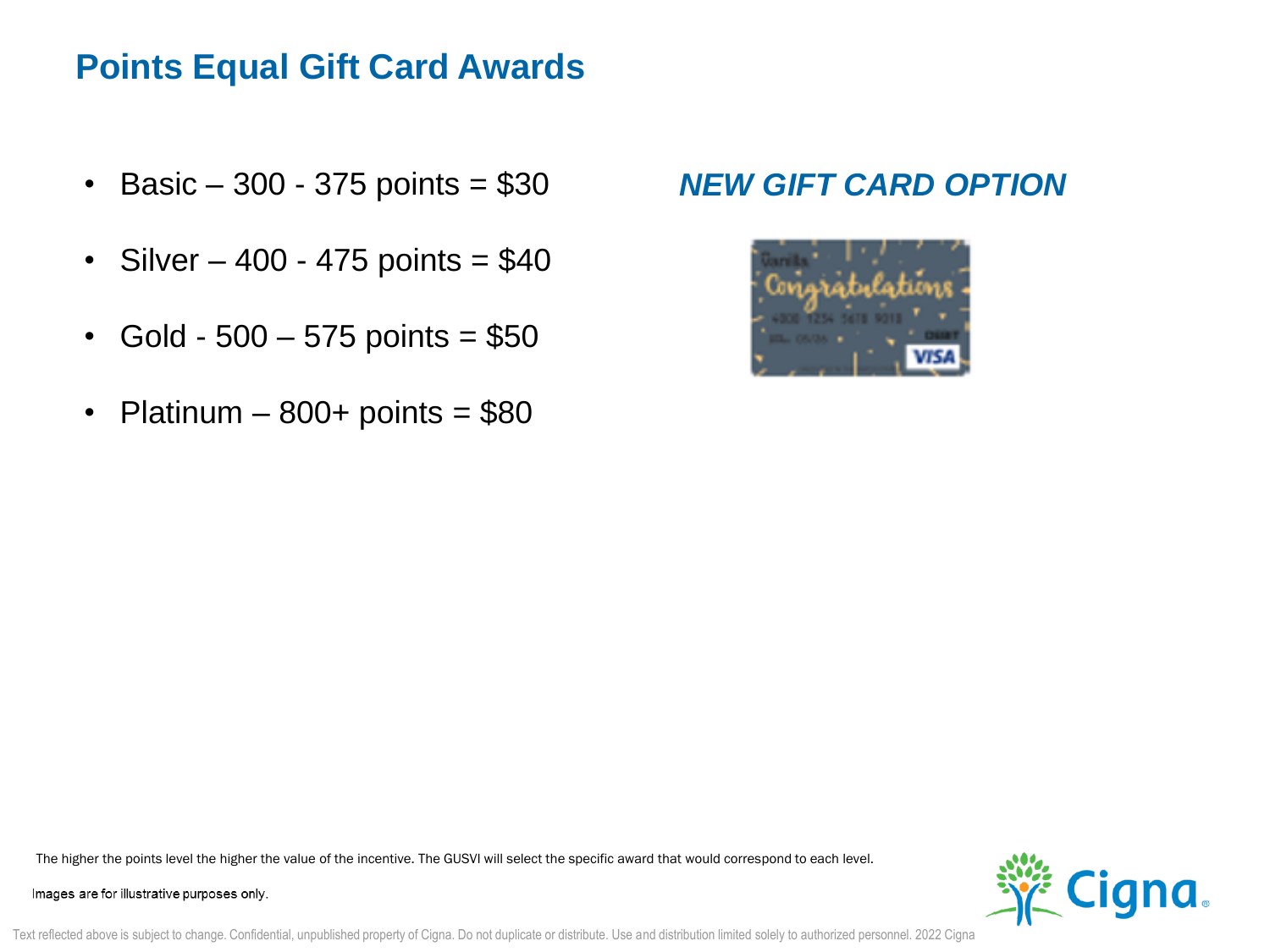# Points Equal Gift Card Awards

- Basic – 300 - 375 points = $30
- Silver – 400 - 475 points = $40
- Gold - 500 – 575 points = $50
- Platinum – 800+ points = $80

***NEW GIFT CARD OPTION***

The higher the points level the higher the value of the incentive. The GUSVI will select the specific award that would correspond to each level.

Images are for illustrative purposes only.

Text reflected above is subject to change. Confidential, unpublished property of Cigna. Do not duplicate or distribute. Use and distribution limited solely to authorized personnel. 2022 Cigna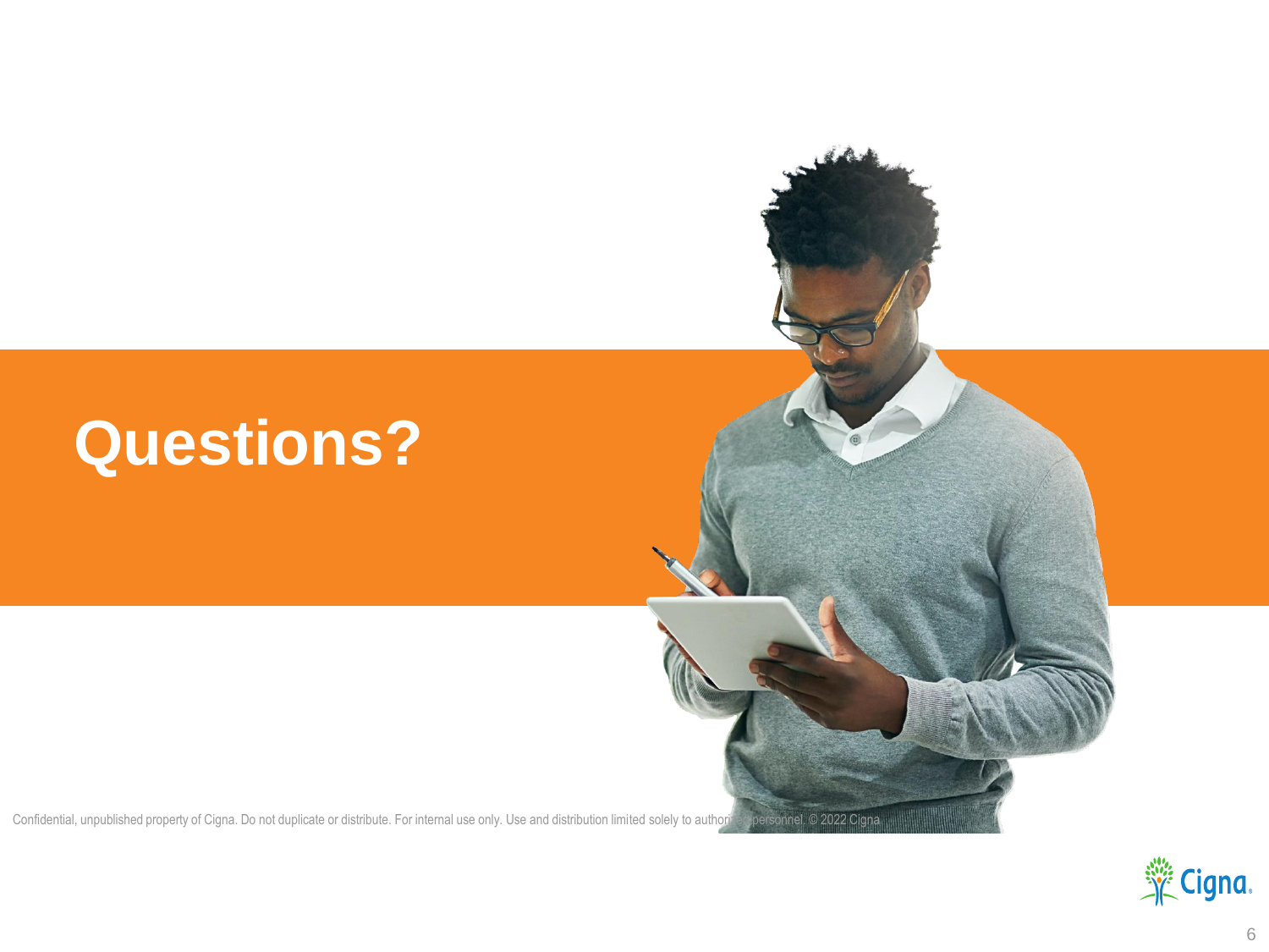# Questions?

Confidential, unpublished property of Cigna. Do not duplicate or distribute. For internal use only. Use and distribution limited solely to authorized personnel. © 2022 Cigna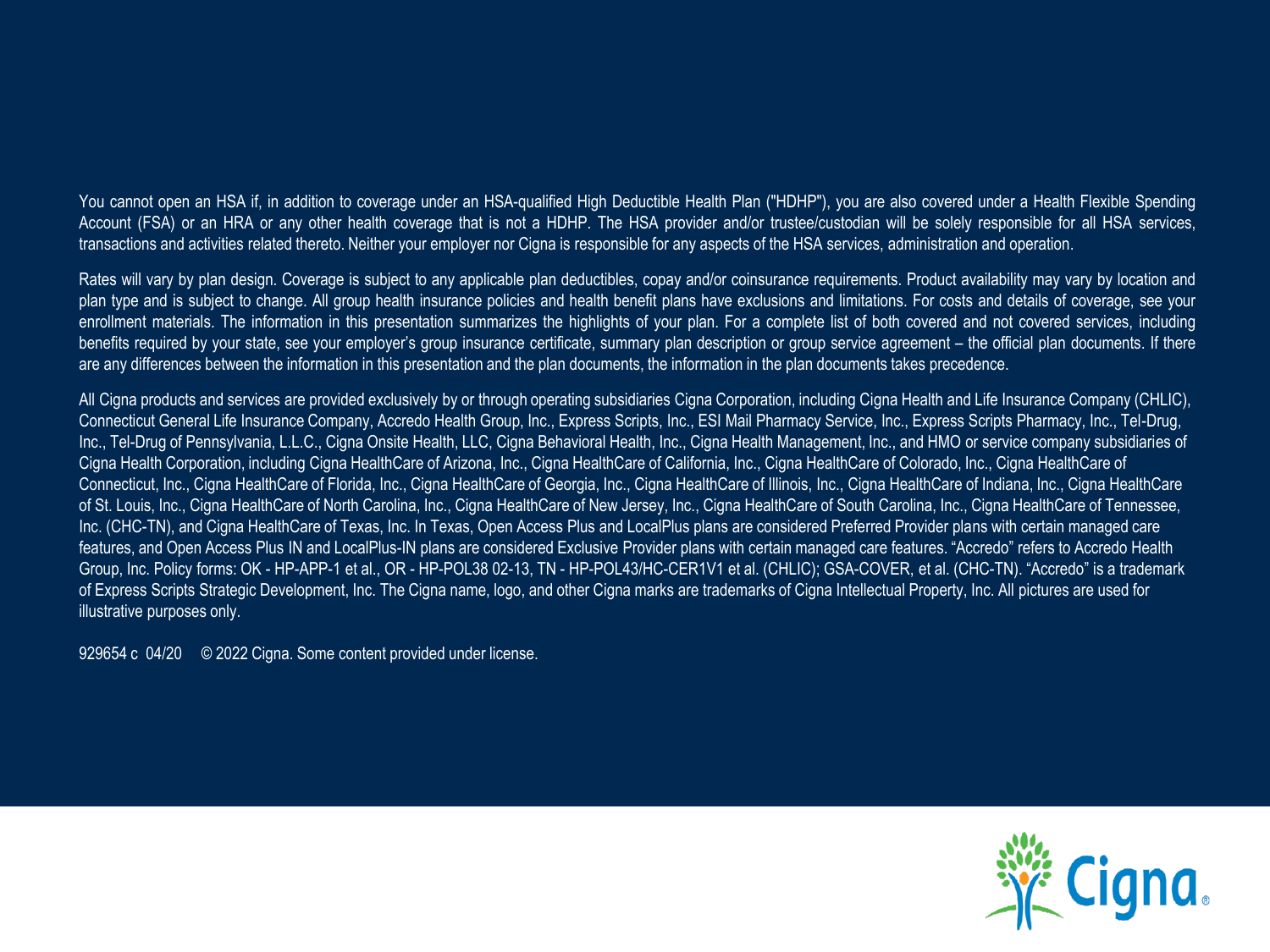You cannot open an HSA if, in addition to coverage under an HSA-qualified High Deductible Health Plan ("HDHP"), you are also covered under a Health Flexible Spending Account (FSA) or an HRA or any other health coverage that is not a HDHP. The HSA provider and/or trustee/custodian will be solely responsible for all HSA services, transactions and activities related thereto. Neither your employer nor Cigna is responsible for any aspects of the HSA services, administration and operation.

Rates will vary by plan design. Coverage is subject to any applicable plan deductibles, copay and/or coinsurance requirements. Product availability may vary by location and plan type and is subject to change. All group health insurance policies and health benefit plans have exclusions and limitations. For costs and details of coverage, see your enrollment materials. The information in this presentation summarizes the highlights of your plan. For a complete list of both covered and not covered services, including benefits required by your state, see your employer's group insurance certificate, summary plan description or group service agreement – the official plan documents. If there are any differences between the information in this presentation and the plan documents, the information in the plan documents takes precedence.

All Cigna products and services are provided exclusively by or through operating subsidiaries Cigna Corporation, including Cigna Health and Life Insurance Company (CHLIC), Connecticut General Life Insurance Company, Accredo Health Group, Inc., Express Scripts, Inc., ESI Mail Pharmacy Service, Inc., Express Scripts Pharmacy, Inc., Tel-Drug, Inc., Tel-Drug of Pennsylvania, L.L.C., Cigna Onsite Health, LLC, Cigna Behavioral Health, Inc., Cigna Health Management, Inc., and HMO or service company subsidiaries of Cigna Health Corporation, including Cigna HealthCare of Arizona, Inc., Cigna HealthCare of California, Inc., Cigna HealthCare of Colorado, Inc., Cigna HealthCare of Connecticut, Inc., Cigna HealthCare of Florida, Inc., Cigna HealthCare of Georgia, Inc., Cigna HealthCare of Illinois, Inc., Cigna HealthCare of Indiana, Inc., Cigna HealthCare of St. Louis, Inc., Cigna HealthCare of North Carolina, Inc., Cigna HealthCare of New Jersey, Inc., Cigna HealthCare of South Carolina, Inc., Cigna HealthCare of Tennessee, Inc. (CHC-TN), and Cigna HealthCare of Texas, Inc. In Texas, Open Access Plus and LocalPlus plans are considered Preferred Provider plans with certain managed care features, and Open Access Plus IN and LocalPlus-IN plans are considered Exclusive Provider plans with certain managed care features. "Accredo" refers to Accredo Health Group, Inc. Policy forms: OK - HP-APP-1 et al., OR - HP-POL38 02-13, TN - HP-POL43/HC-CER1V1 et al. (CHLIC); GSA-COVER, et al. (CHC-TN). "Accredo" is a trademark of Express Scripts Strategic Development, Inc. The Cigna name, logo, and other Cigna marks are trademarks of Cigna Intellectual Property, Inc. All pictures are used for illustrative purposes only.

929654 c 04/20 © 2022 Cigna. Some content provided under license.

Cigna®